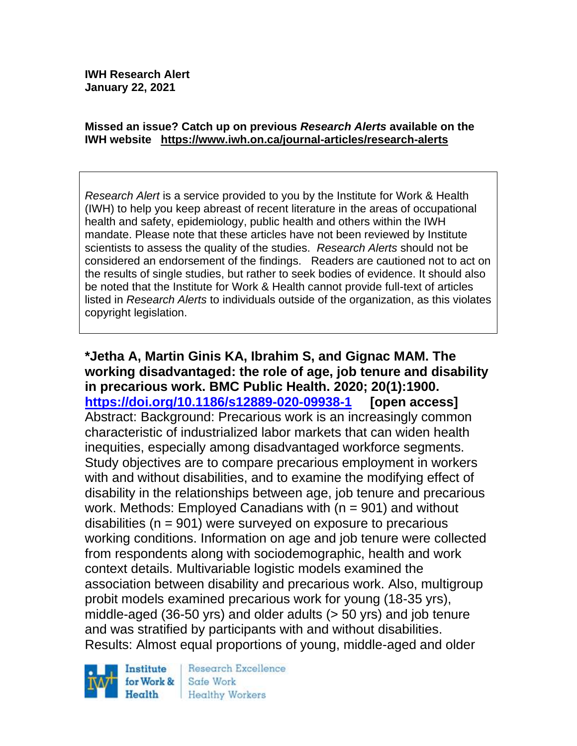**IWH Research Alert**
**January 22, 2021**

**Missed an issue? Catch up on previous *Research Alerts* available on the IWH website https://www.iwh.on.ca/journal-articles/research-alerts**

*Research Alert* is a service provided to you by the Institute for Work & Health (IWH) to help you keep abreast of recent literature in the areas of occupational health and safety, epidemiology, public health and others within the IWH mandate. Please note that these articles have not been reviewed by Institute scientists to assess the quality of the studies. *Research Alerts* should not be considered an endorsement of the findings. Readers are cautioned not to act on the results of single studies, but rather to seek bodies of evidence. It should also be noted that the Institute for Work & Health cannot provide full-text of articles listed in *Research Alerts* to individuals outside of the organization, as this violates copyright legislation.

**\*Jetha A, Martin Ginis KA, Ibrahim S, and Gignac MAM. The working disadvantaged: the role of age, job tenure and disability in precarious work. BMC Public Health. 2020; 20(1):1900. https://doi.org/10.1186/s12889-020-09938-1 [open access]**
Abstract: Background: Precarious work is an increasingly common characteristic of industrialized labor markets that can widen health inequities, especially among disadvantaged workforce segments. Study objectives are to compare precarious employment in workers with and without disabilities, and to examine the modifying effect of disability in the relationships between age, job tenure and precarious work. Methods: Employed Canadians with (n = 901) and without disabilities (n = 901) were surveyed on exposure to precarious working conditions. Information on age and job tenure were collected from respondents along with sociodemographic, health and work context details. Multivariable logistic models examined the association between disability and precarious work. Also, multigroup probit models examined precarious work for young (18-35 yrs), middle-aged (36-50 yrs) and older adults (> 50 yrs) and job tenure and was stratified by participants with and without disabilities. Results: Almost equal proportions of young, middle-aged and older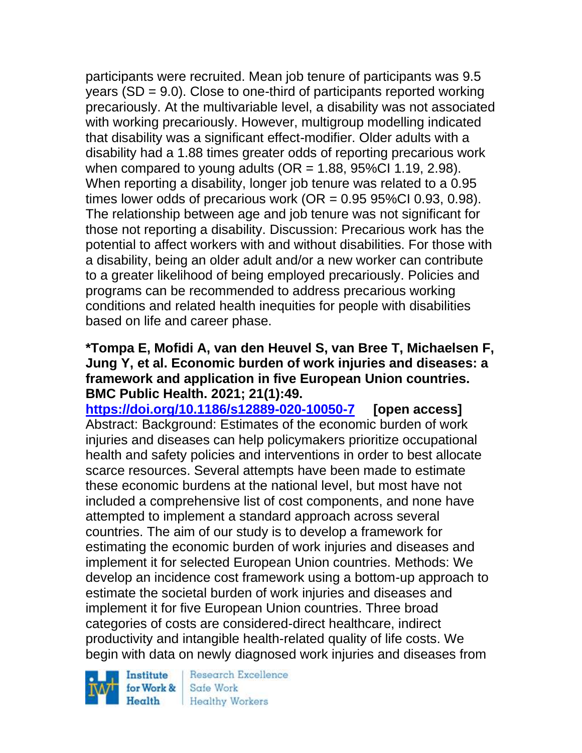participants were recruited. Mean job tenure of participants was 9.5 years (SD = 9.0). Close to one-third of participants reported working precariously. At the multivariable level, a disability was not associated with working precariously. However, multigroup modelling indicated that disability was a significant effect-modifier. Older adults with a disability had a 1.88 times greater odds of reporting precarious work when compared to young adults (OR = 1.88, 95%CI 1.19, 2.98). When reporting a disability, longer job tenure was related to a 0.95 times lower odds of precarious work (OR = 0.95 95%CI 0.93, 0.98). The relationship between age and job tenure was not significant for those not reporting a disability. Discussion: Precarious work has the potential to affect workers with and without disabilities. For those with a disability, being an older adult and/or a new worker can contribute to a greater likelihood of being employed precariously. Policies and programs can be recommended to address precarious working conditions and related health inequities for people with disabilities based on life and career phase.

**\*Tompa E, Mofidi A, van den Heuvel S, van Bree T, Michaelsen F, Jung Y, et al. Economic burden of work injuries and diseases: a framework and application in five European Union countries. BMC Public Health. 2021; 21(1):49.**
[https://doi.org/10.1186/s12889-020-10050-7](https://doi.org/10.1186/s12889-020-10050-7) **[open access]**
Abstract: Background: Estimates of the economic burden of work injuries and diseases can help policymakers prioritize occupational health and safety policies and interventions in order to best allocate scarce resources. Several attempts have been made to estimate these economic burdens at the national level, but most have not included a comprehensive list of cost components, and none have attempted to implement a standard approach across several countries. The aim of our study is to develop a framework for estimating the economic burden of work injuries and diseases and implement it for selected European Union countries. Methods: We develop an incidence cost framework using a bottom-up approach to estimate the societal burden of work injuries and diseases and implement it for five European Union countries. Three broad categories of costs are considered-direct healthcare, indirect productivity and intangible health-related quality of life costs. We begin with data on newly diagnosed work injuries and diseases from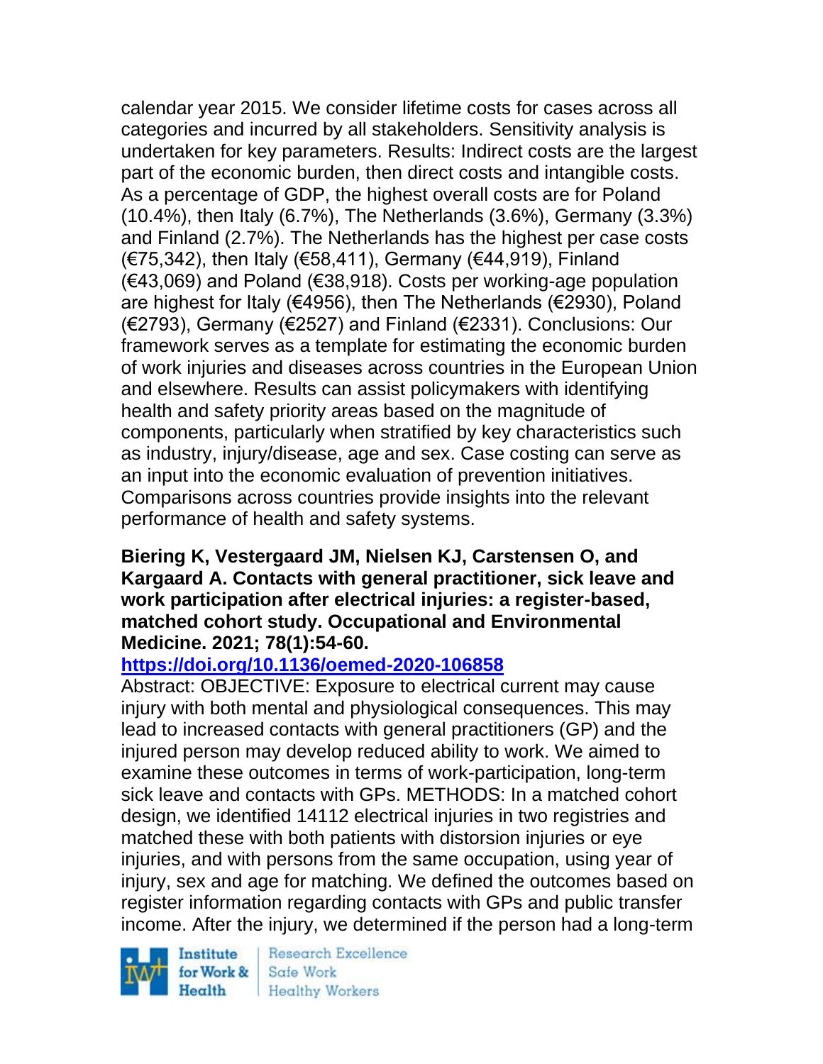calendar year 2015. We consider lifetime costs for cases across all categories and incurred by all stakeholders. Sensitivity analysis is undertaken for key parameters. Results: Indirect costs are the largest part of the economic burden, then direct costs and intangible costs. As a percentage of GDP, the highest overall costs are for Poland (10.4%), then Italy (6.7%), The Netherlands (3.6%), Germany (3.3%) and Finland (2.7%). The Netherlands has the highest per case costs (€75,342), then Italy (€58,411), Germany (€44,919), Finland (€43,069) and Poland (€38,918). Costs per working-age population are highest for Italy (€4956), then The Netherlands (€2930), Poland (€2793), Germany (€2527) and Finland (€2331). Conclusions: Our framework serves as a template for estimating the economic burden of work injuries and diseases across countries in the European Union and elsewhere. Results can assist policymakers with identifying health and safety priority areas based on the magnitude of components, particularly when stratified by key characteristics such as industry, injury/disease, age and sex. Case costing can serve as an input into the economic evaluation of prevention initiatives. Comparisons across countries provide insights into the relevant performance of health and safety systems.

**Biering K, Vestergaard JM, Nielsen KJ, Carstensen O, and Kargaard A. Contacts with general practitioner, sick leave and work participation after electrical injuries: a register-based, matched cohort study. Occupational and Environmental Medicine. 2021; 78(1):54-60.**

**https://doi.org/10.1136/oemed-2020-106858**

Abstract: OBJECTIVE: Exposure to electrical current may cause injury with both mental and physiological consequences. This may lead to increased contacts with general practitioners (GP) and the injured person may develop reduced ability to work. We aimed to examine these outcomes in terms of work-participation, long-term sick leave and contacts with GPs. METHODS: In a matched cohort design, we identified 14112 electrical injuries in two registries and matched these with both patients with distorsion injuries or eye injuries, and with persons from the same occupation, using year of injury, sex and age for matching. We defined the outcomes based on register information regarding contacts with GPs and public transfer income. After the injury, we determined if the person had a long-term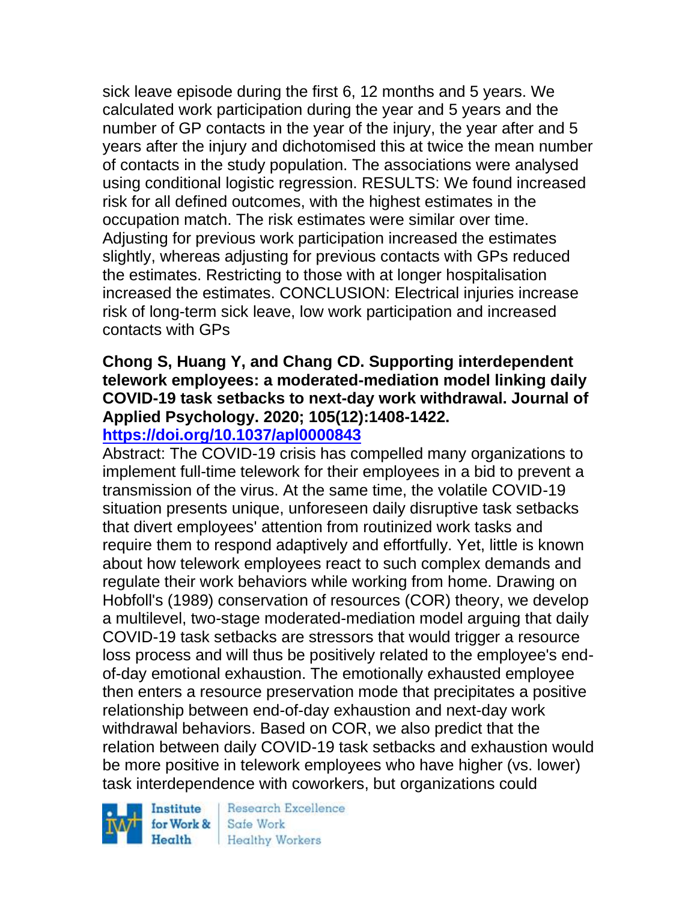sick leave episode during the first 6, 12 months and 5 years. We calculated work participation during the year and 5 years and the number of GP contacts in the year of the injury, the year after and 5 years after the injury and dichotomised this at twice the mean number of contacts in the study population. The associations were analysed using conditional logistic regression. RESULTS: We found increased risk for all defined outcomes, with the highest estimates in the occupation match. The risk estimates were similar over time. Adjusting for previous work participation increased the estimates slightly, whereas adjusting for previous contacts with GPs reduced the estimates. Restricting to those with at longer hospitalisation increased the estimates. CONCLUSION: Electrical injuries increase risk of long-term sick leave, low work participation and increased contacts with GPs

**Chong S, Huang Y, and Chang CD. Supporting interdependent telework employees: a moderated-mediation model linking daily COVID-19 task setbacks to next-day work withdrawal. Journal of Applied Psychology. 2020; 105(12):1408-1422.**
**https://doi.org/10.1037/apl0000843**

Abstract: The COVID-19 crisis has compelled many organizations to implement full-time telework for their employees in a bid to prevent a transmission of the virus. At the same time, the volatile COVID-19 situation presents unique, unforeseen daily disruptive task setbacks that divert employees' attention from routinized work tasks and require them to respond adaptively and effortfully. Yet, little is known about how telework employees react to such complex demands and regulate their work behaviors while working from home. Drawing on Hobfoll's (1989) conservation of resources (COR) theory, we develop a multilevel, two-stage moderated-mediation model arguing that daily COVID-19 task setbacks are stressors that would trigger a resource loss process and will thus be positively related to the employee's end-of-day emotional exhaustion. The emotionally exhausted employee then enters a resource preservation mode that precipitates a positive relationship between end-of-day exhaustion and next-day work withdrawal behaviors. Based on COR, we also predict that the relation between daily COVID-19 task setbacks and exhaustion would be more positive in telework employees who have higher (vs. lower) task interdependence with coworkers, but organizations could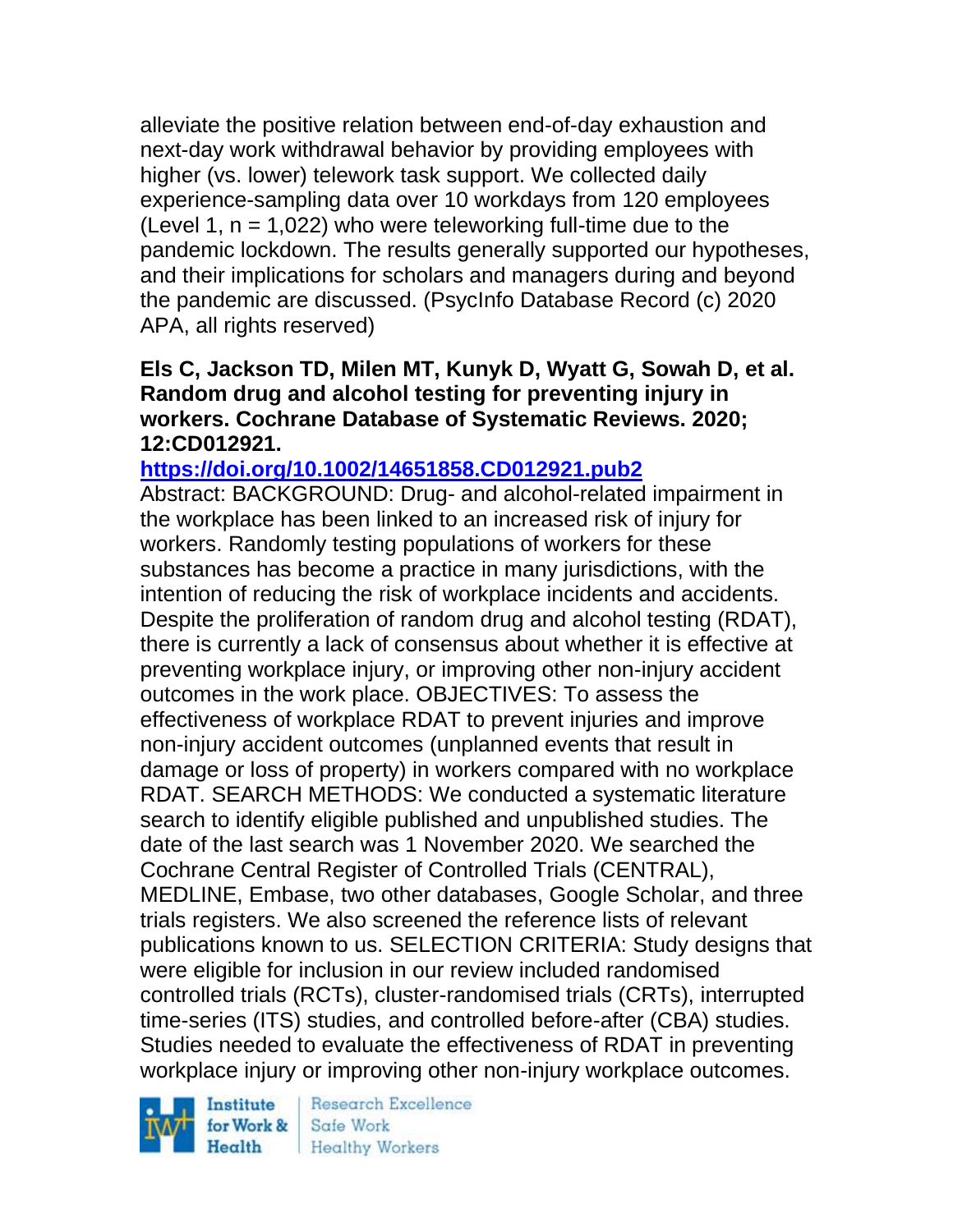alleviate the positive relation between end-of-day exhaustion and next-day work withdrawal behavior by providing employees with higher (vs. lower) telework task support. We collected daily experience-sampling data over 10 workdays from 120 employees (Level 1, n = 1,022) who were teleworking full-time due to the pandemic lockdown. The results generally supported our hypotheses, and their implications for scholars and managers during and beyond the pandemic are discussed. (PsycInfo Database Record (c) 2020 APA, all rights reserved)

**Els C, Jackson TD, Milen MT, Kunyk D, Wyatt G, Sowah D, et al. Random drug and alcohol testing for preventing injury in workers. Cochrane Database of Systematic Reviews. 2020; 12:CD012921.**

**https://doi.org/10.1002/14651858.CD012921.pub2**

Abstract: BACKGROUND: Drug- and alcohol-related impairment in the workplace has been linked to an increased risk of injury for workers. Randomly testing populations of workers for these substances has become a practice in many jurisdictions, with the intention of reducing the risk of workplace incidents and accidents. Despite the proliferation of random drug and alcohol testing (RDAT), there is currently a lack of consensus about whether it is effective at preventing workplace injury, or improving other non-injury accident outcomes in the work place. OBJECTIVES: To assess the effectiveness of workplace RDAT to prevent injuries and improve non-injury accident outcomes (unplanned events that result in damage or loss of property) in workers compared with no workplace RDAT. SEARCH METHODS: We conducted a systematic literature search to identify eligible published and unpublished studies. The date of the last search was 1 November 2020. We searched the Cochrane Central Register of Controlled Trials (CENTRAL), MEDLINE, Embase, two other databases, Google Scholar, and three trials registers. We also screened the reference lists of relevant publications known to us. SELECTION CRITERIA: Study designs that were eligible for inclusion in our review included randomised controlled trials (RCTs), cluster-randomised trials (CRTs), interrupted time-series (ITS) studies, and controlled before-after (CBA) studies. Studies needed to evaluate the effectiveness of RDAT in preventing workplace injury or improving other non-injury workplace outcomes.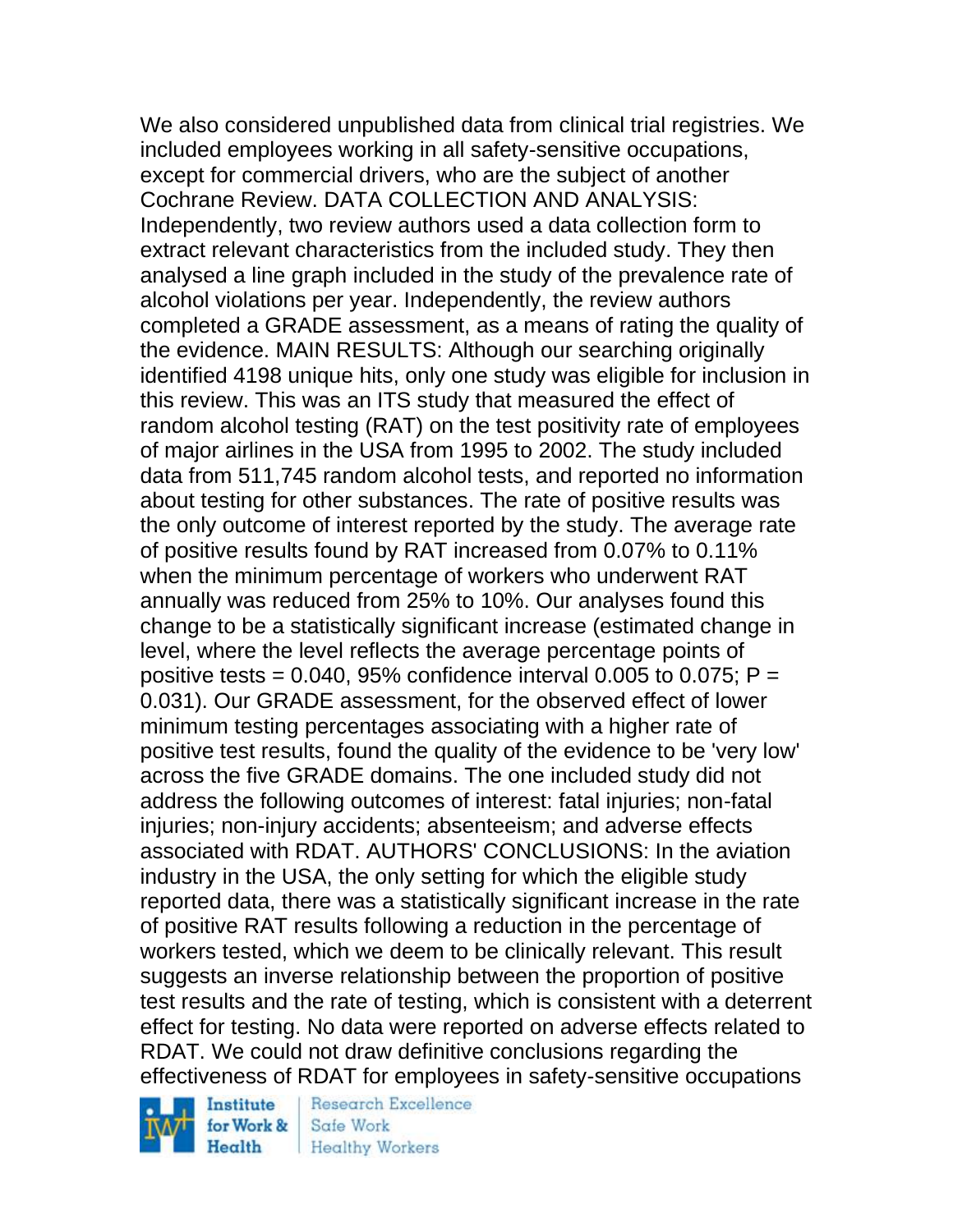We also considered unpublished data from clinical trial registries. We included employees working in all safety-sensitive occupations, except for commercial drivers, who are the subject of another Cochrane Review. DATA COLLECTION AND ANALYSIS: Independently, two review authors used a data collection form to extract relevant characteristics from the included study. They then analysed a line graph included in the study of the prevalence rate of alcohol violations per year. Independently, the review authors completed a GRADE assessment, as a means of rating the quality of the evidence. MAIN RESULTS: Although our searching originally identified 4198 unique hits, only one study was eligible for inclusion in this review. This was an ITS study that measured the effect of random alcohol testing (RAT) on the test positivity rate of employees of major airlines in the USA from 1995 to 2002. The study included data from 511,745 random alcohol tests, and reported no information about testing for other substances. The rate of positive results was the only outcome of interest reported by the study. The average rate of positive results found by RAT increased from 0.07% to 0.11% when the minimum percentage of workers who underwent RAT annually was reduced from 25% to 10%. Our analyses found this change to be a statistically significant increase (estimated change in level, where the level reflects the average percentage points of positive tests = 0.040, 95% confidence interval 0.005 to 0.075; $P = 0.031$). Our GRADE assessment, for the observed effect of lower minimum testing percentages associating with a higher rate of positive test results, found the quality of the evidence to be 'very low' across the five GRADE domains. The one included study did not address the following outcomes of interest: fatal injuries; non-fatal injuries; non-injury accidents; absenteeism; and adverse effects associated with RDAT. AUTHORS' CONCLUSIONS: In the aviation industry in the USA, the only setting for which the eligible study reported data, there was a statistically significant increase in the rate of positive RAT results following a reduction in the percentage of workers tested, which we deem to be clinically relevant. This result suggests an inverse relationship between the proportion of positive test results and the rate of testing, which is consistent with a deterrent effect for testing. No data were reported on adverse effects related to RDAT. We could not draw definitive conclusions regarding the effectiveness of RDAT for employees in safety-sensitive occupations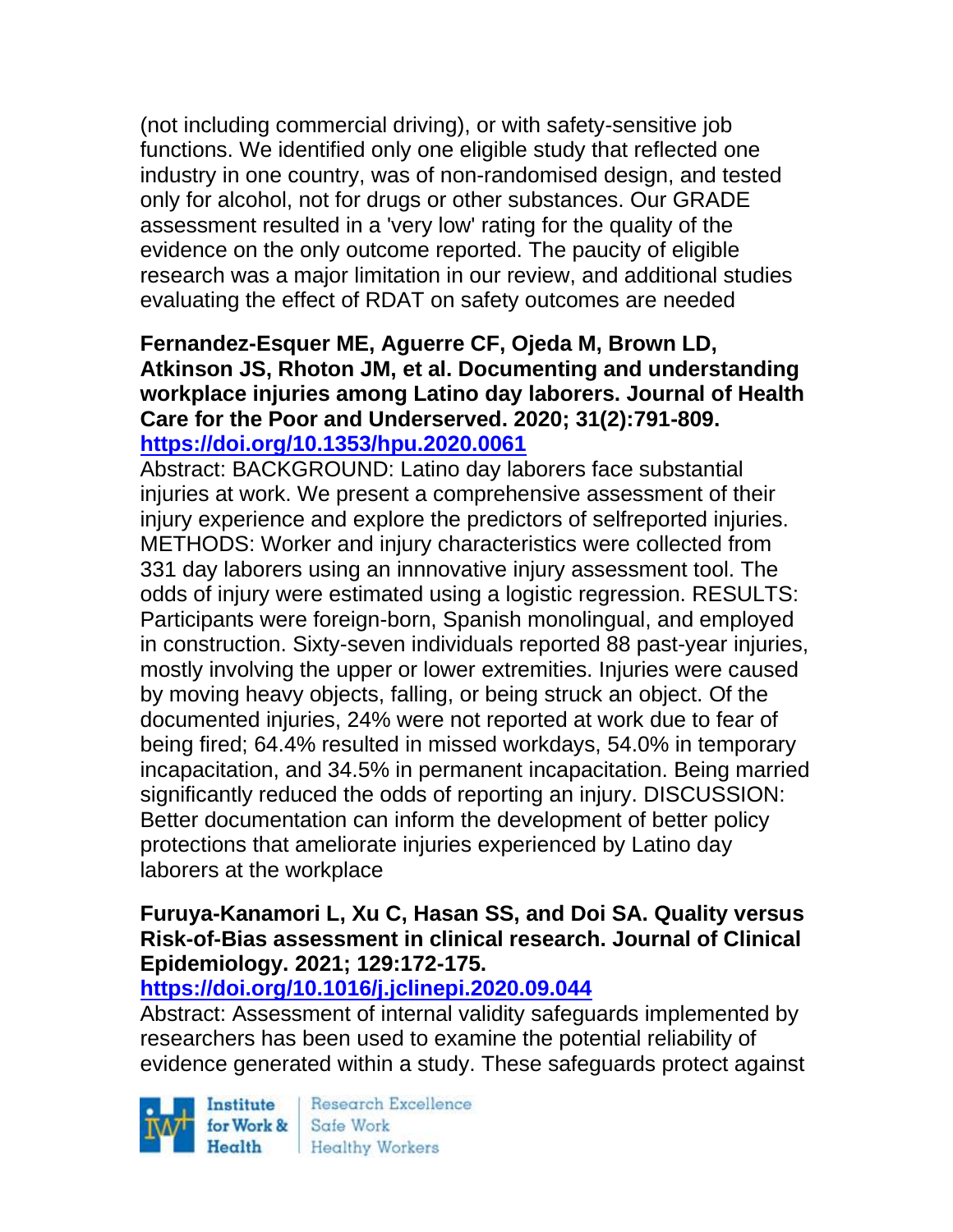(not including commercial driving), or with safety-sensitive job functions. We identified only one eligible study that reflected one industry in one country, was of non-randomised design, and tested only for alcohol, not for drugs or other substances. Our GRADE assessment resulted in a 'very low' rating for the quality of the evidence on the only outcome reported. The paucity of eligible research was a major limitation in our review, and additional studies evaluating the effect of RDAT on safety outcomes are needed

**Fernandez-Esquer ME, Aguerre CF, Ojeda M, Brown LD, Atkinson JS, Rhoton JM, et al. Documenting and understanding workplace injuries among Latino day laborers. Journal of Health Care for the Poor and Underserved. 2020; 31(2):791-809.**
**https://doi.org/10.1353/hpu.2020.0061**

Abstract: BACKGROUND: Latino day laborers face substantial injuries at work. We present a comprehensive assessment of their injury experience and explore the predictors of selfreported injuries. METHODS: Worker and injury characteristics were collected from 331 day laborers using an innnovative injury assessment tool. The odds of injury were estimated using a logistic regression. RESULTS: Participants were foreign-born, Spanish monolingual, and employed in construction. Sixty-seven individuals reported 88 past-year injuries, mostly involving the upper or lower extremities. Injuries were caused by moving heavy objects, falling, or being struck an object. Of the documented injuries, 24% were not reported at work due to fear of being fired; 64.4% resulted in missed workdays, 54.0% in temporary incapacitation, and 34.5% in permanent incapacitation. Being married significantly reduced the odds of reporting an injury. DISCUSSION: Better documentation can inform the development of better policy protections that ameliorate injuries experienced by Latino day laborers at the workplace

**Furuya-Kanamori L, Xu C, Hasan SS, and Doi SA. Quality versus Risk-of-Bias assessment in clinical research. Journal of Clinical Epidemiology. 2021; 129:172-175.**
**https://doi.org/10.1016/j.jclinepi.2020.09.044**

Abstract: Assessment of internal validity safeguards implemented by researchers has been used to examine the potential reliability of evidence generated within a study. These safeguards protect against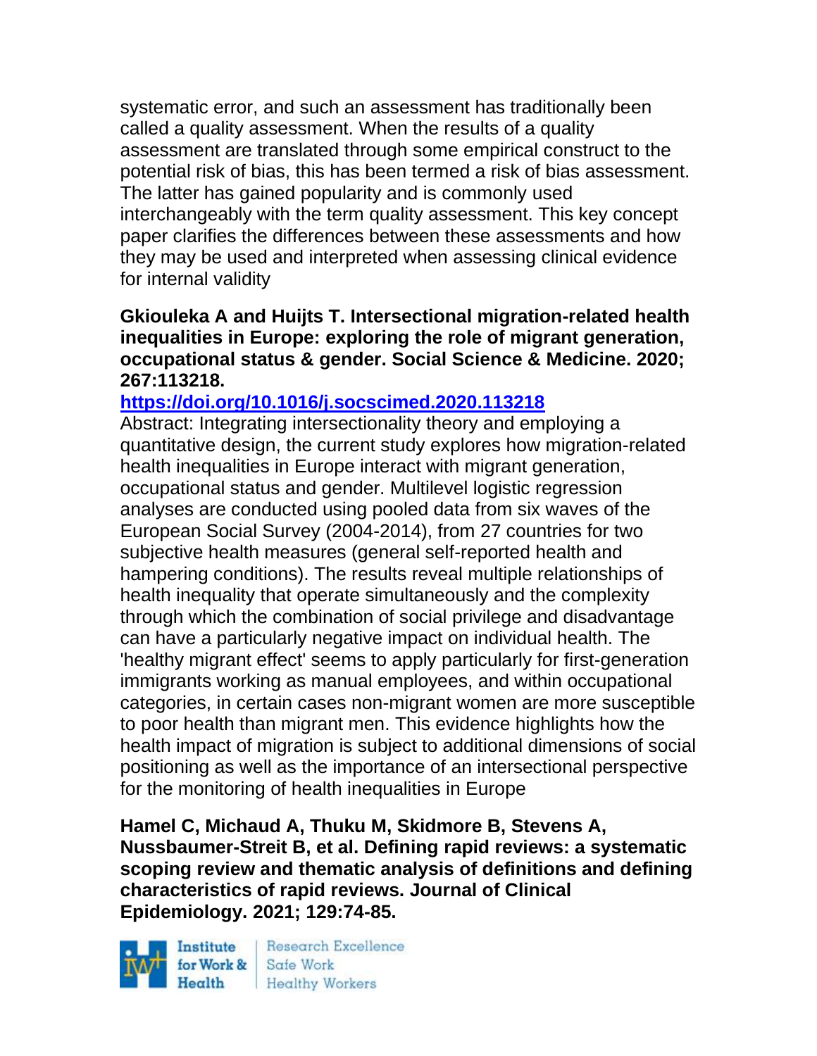systematic error, and such an assessment has traditionally been called a quality assessment. When the results of a quality assessment are translated through some empirical construct to the potential risk of bias, this has been termed a risk of bias assessment. The latter has gained popularity and is commonly used interchangeably with the term quality assessment. This key concept paper clarifies the differences between these assessments and how they may be used and interpreted when assessing clinical evidence for internal validity

**Gkiouleka A and Huijts T. Intersectional migration-related health inequalities in Europe: exploring the role of migrant generation, occupational status & gender. Social Science & Medicine. 2020; 267:113218.**

**https://doi.org/10.1016/j.socscimed.2020.113218**

Abstract: Integrating intersectionality theory and employing a quantitative design, the current study explores how migration-related health inequalities in Europe interact with migrant generation, occupational status and gender. Multilevel logistic regression analyses are conducted using pooled data from six waves of the European Social Survey (2004-2014), from 27 countries for two subjective health measures (general self-reported health and hampering conditions). The results reveal multiple relationships of health inequality that operate simultaneously and the complexity through which the combination of social privilege and disadvantage can have a particularly negative impact on individual health. The 'healthy migrant effect' seems to apply particularly for first-generation immigrants working as manual employees, and within occupational categories, in certain cases non-migrant women are more susceptible to poor health than migrant men. This evidence highlights how the health impact of migration is subject to additional dimensions of social positioning as well as the importance of an intersectional perspective for the monitoring of health inequalities in Europe

**Hamel C, Michaud A, Thuku M, Skidmore B, Stevens A, Nussbaumer-Streit B, et al. Defining rapid reviews: a systematic scoping review and thematic analysis of definitions and defining characteristics of rapid reviews. Journal of Clinical Epidemiology. 2021; 129:74-85.**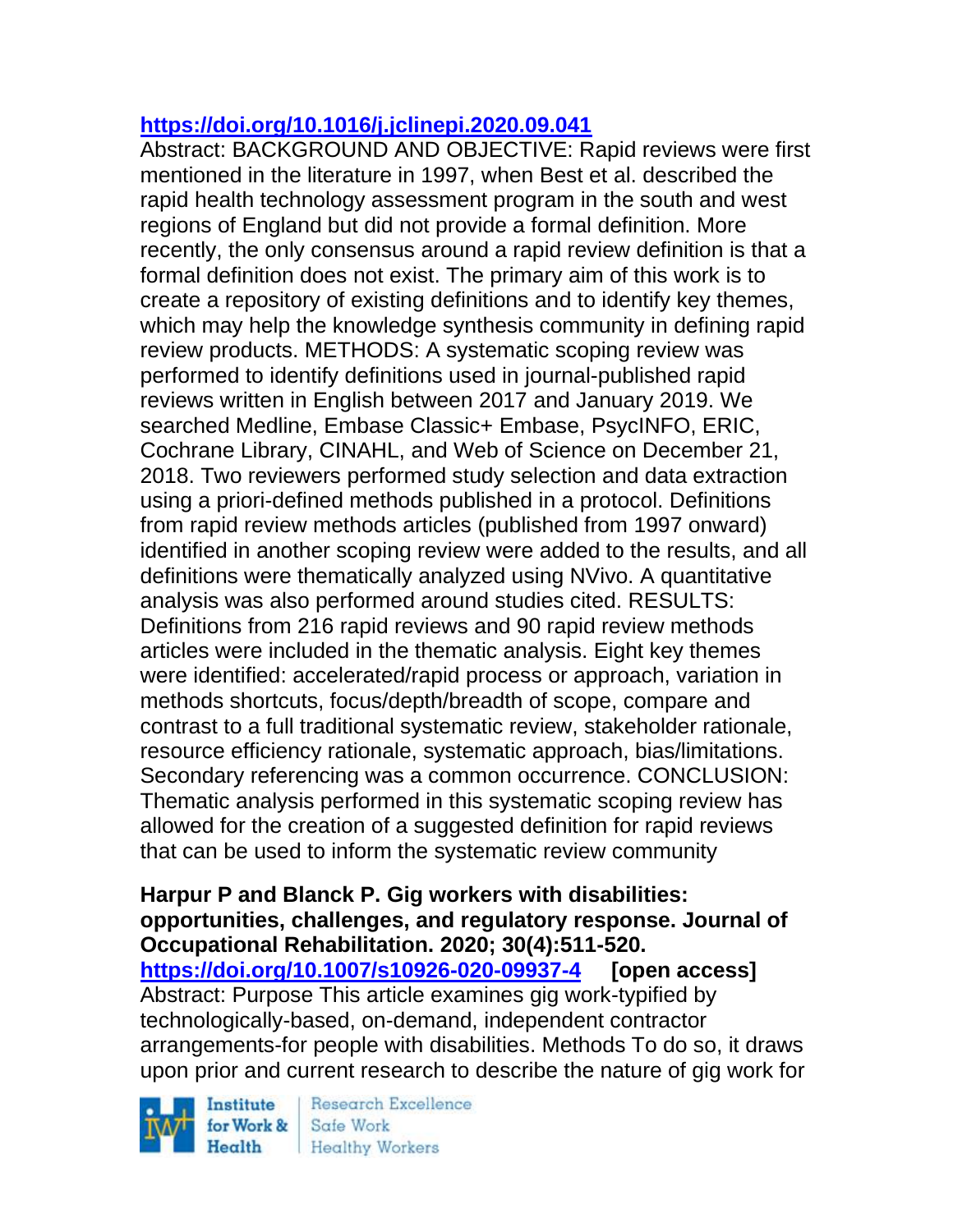https://doi.org/10.1016/j.jclinepi.2020.09.041

Abstract: BACKGROUND AND OBJECTIVE: Rapid reviews were first mentioned in the literature in 1997, when Best et al. described the rapid health technology assessment program in the south and west regions of England but did not provide a formal definition. More recently, the only consensus around a rapid review definition is that a formal definition does not exist. The primary aim of this work is to create a repository of existing definitions and to identify key themes, which may help the knowledge synthesis community in defining rapid review products. METHODS: A systematic scoping review was performed to identify definitions used in journal-published rapid reviews written in English between 2017 and January 2019. We searched Medline, Embase Classic+ Embase, PsycINFO, ERIC, Cochrane Library, CINAHL, and Web of Science on December 21, 2018. Two reviewers performed study selection and data extraction using a priori-defined methods published in a protocol. Definitions from rapid review methods articles (published from 1997 onward) identified in another scoping review were added to the results, and all definitions were thematically analyzed using NVivo. A quantitative analysis was also performed around studies cited. RESULTS: Definitions from 216 rapid reviews and 90 rapid review methods articles were included in the thematic analysis. Eight key themes were identified: accelerated/rapid process or approach, variation in methods shortcuts, focus/depth/breadth of scope, compare and contrast to a full traditional systematic review, stakeholder rationale, resource efficiency rationale, systematic approach, bias/limitations. Secondary referencing was a common occurrence. CONCLUSION: Thematic analysis performed in this systematic scoping review has allowed for the creation of a suggested definition for rapid reviews that can be used to inform the systematic review community

**Harpur P and Blanck P. Gig workers with disabilities: opportunities, challenges, and regulatory response. Journal of Occupational Rehabilitation. 2020; 30(4):511-520.**
https://doi.org/10.1007/s10926-020-09937-4 **[open access]**

Abstract: Purpose This article examines gig work-typified by technologically-based, on-demand, independent contractor arrangements-for people with disabilities. Methods To do so, it draws upon prior and current research to describe the nature of gig work for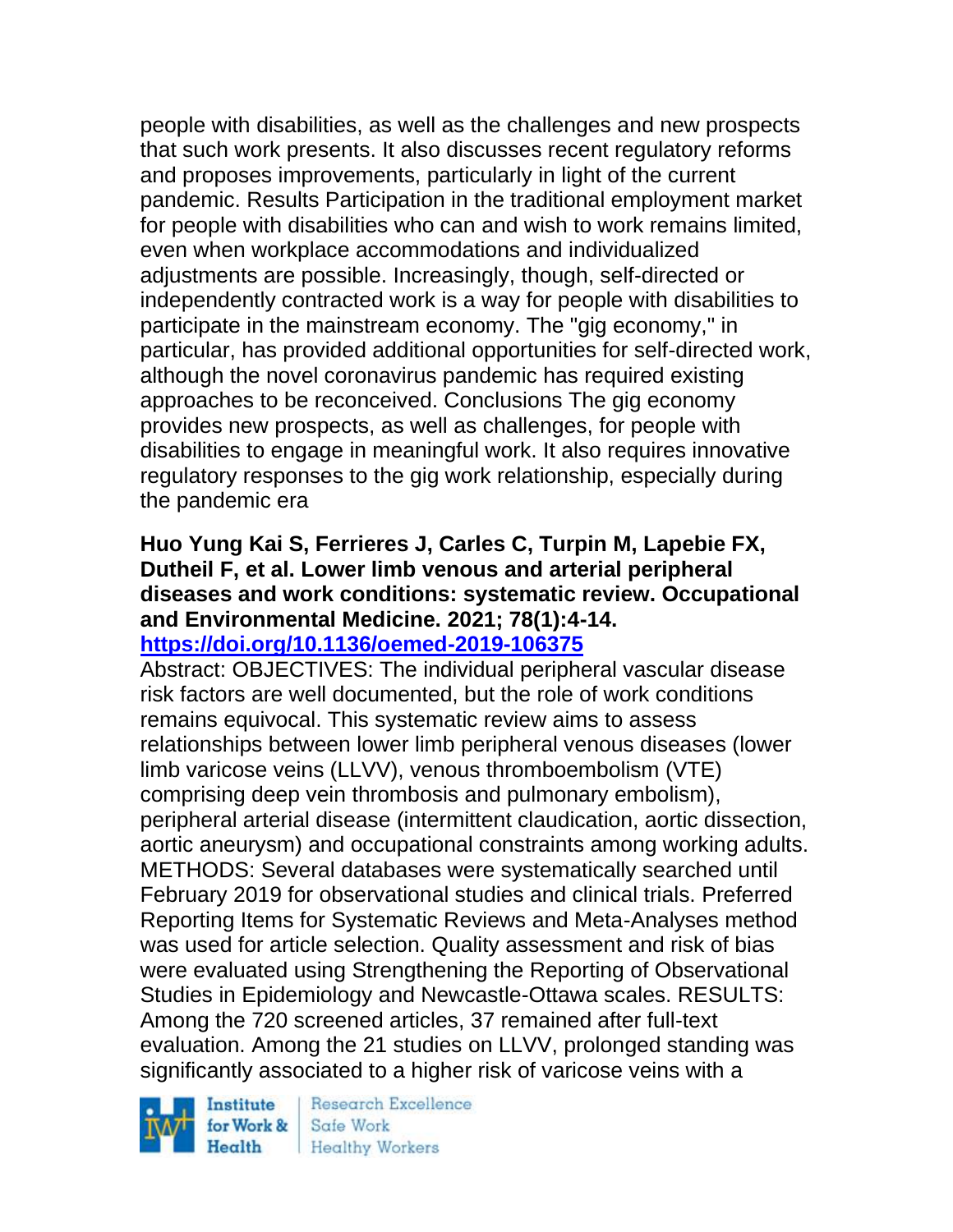people with disabilities, as well as the challenges and new prospects that such work presents. It also discusses recent regulatory reforms and proposes improvements, particularly in light of the current pandemic. Results Participation in the traditional employment market for people with disabilities who can and wish to work remains limited, even when workplace accommodations and individualized adjustments are possible. Increasingly, though, self-directed or independently contracted work is a way for people with disabilities to participate in the mainstream economy. The "gig economy," in particular, has provided additional opportunities for self-directed work, although the novel coronavirus pandemic has required existing approaches to be reconceived. Conclusions The gig economy provides new prospects, as well as challenges, for people with disabilities to engage in meaningful work. It also requires innovative regulatory responses to the gig work relationship, especially during the pandemic era

**Huo Yung Kai S, Ferrieres J, Carles C, Turpin M, Lapebie FX, Dutheil F, et al. Lower limb venous and arterial peripheral diseases and work conditions: systematic review. Occupational and Environmental Medicine. 2021; 78(1):4-14.**
**https://doi.org/10.1136/oemed-2019-106375**

Abstract: OBJECTIVES: The individual peripheral vascular disease risk factors are well documented, but the role of work conditions remains equivocal. This systematic review aims to assess relationships between lower limb peripheral venous diseases (lower limb varicose veins (LLVV), venous thromboembolism (VTE) comprising deep vein thrombosis and pulmonary embolism), peripheral arterial disease (intermittent claudication, aortic dissection, aortic aneurysm) and occupational constraints among working adults. METHODS: Several databases were systematically searched until February 2019 for observational studies and clinical trials. Preferred Reporting Items for Systematic Reviews and Meta-Analyses method was used for article selection. Quality assessment and risk of bias were evaluated using Strengthening the Reporting of Observational Studies in Epidemiology and Newcastle-Ottawa scales. RESULTS: Among the 720 screened articles, 37 remained after full-text evaluation. Among the 21 studies on LLVV, prolonged standing was significantly associated to a higher risk of varicose veins with a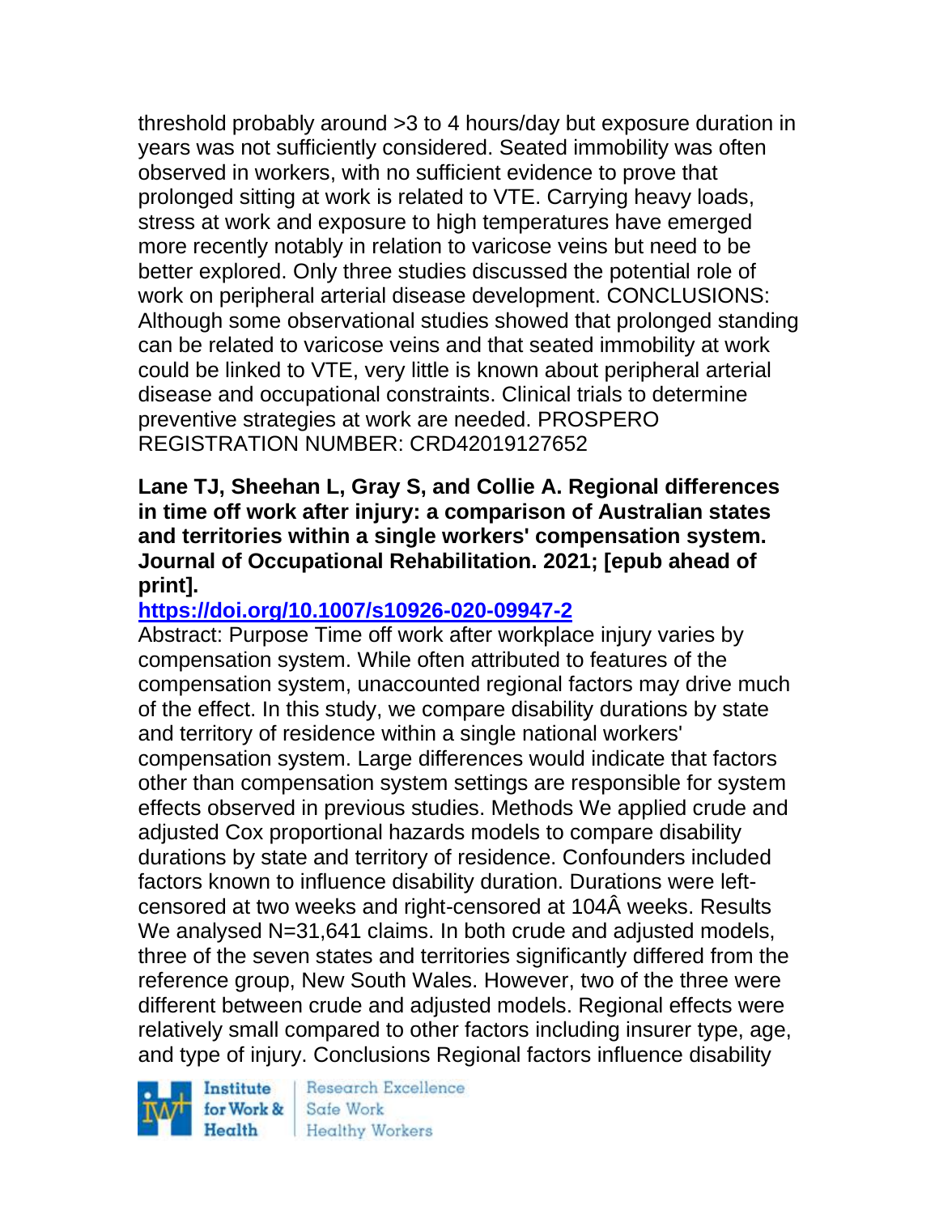threshold probably around >3 to 4 hours/day but exposure duration in years was not sufficiently considered. Seated immobility was often observed in workers, with no sufficient evidence to prove that prolonged sitting at work is related to VTE. Carrying heavy loads, stress at work and exposure to high temperatures have emerged more recently notably in relation to varicose veins but need to be better explored. Only three studies discussed the potential role of work on peripheral arterial disease development. CONCLUSIONS: Although some observational studies showed that prolonged standing can be related to varicose veins and that seated immobility at work could be linked to VTE, very little is known about peripheral arterial disease and occupational constraints. Clinical trials to determine preventive strategies at work are needed. PROSPERO REGISTRATION NUMBER: CRD42019127652

**Lane TJ, Sheehan L, Gray S, and Collie A. Regional differences in time off work after injury: a comparison of Australian states and territories within a single workers' compensation system. Journal of Occupational Rehabilitation. 2021; [epub ahead of print].**

**https://doi.org/10.1007/s10926-020-09947-2**

Abstract: Purpose Time off work after workplace injury varies by compensation system. While often attributed to features of the compensation system, unaccounted regional factors may drive much of the effect. In this study, we compare disability durations by state and territory of residence within a single national workers' compensation system. Large differences would indicate that factors other than compensation system settings are responsible for system effects observed in previous studies. Methods We applied crude and adjusted Cox proportional hazards models to compare disability durations by state and territory of residence. Confounders included factors known to influence disability duration. Durations were left-censored at two weeks and right-censored at 104Â weeks. Results We analysed N=31,641 claims. In both crude and adjusted models, three of the seven states and territories significantly differed from the reference group, New South Wales. However, two of the three were different between crude and adjusted models. Regional effects were relatively small compared to other factors including insurer type, age, and type of injury. Conclusions Regional factors influence disability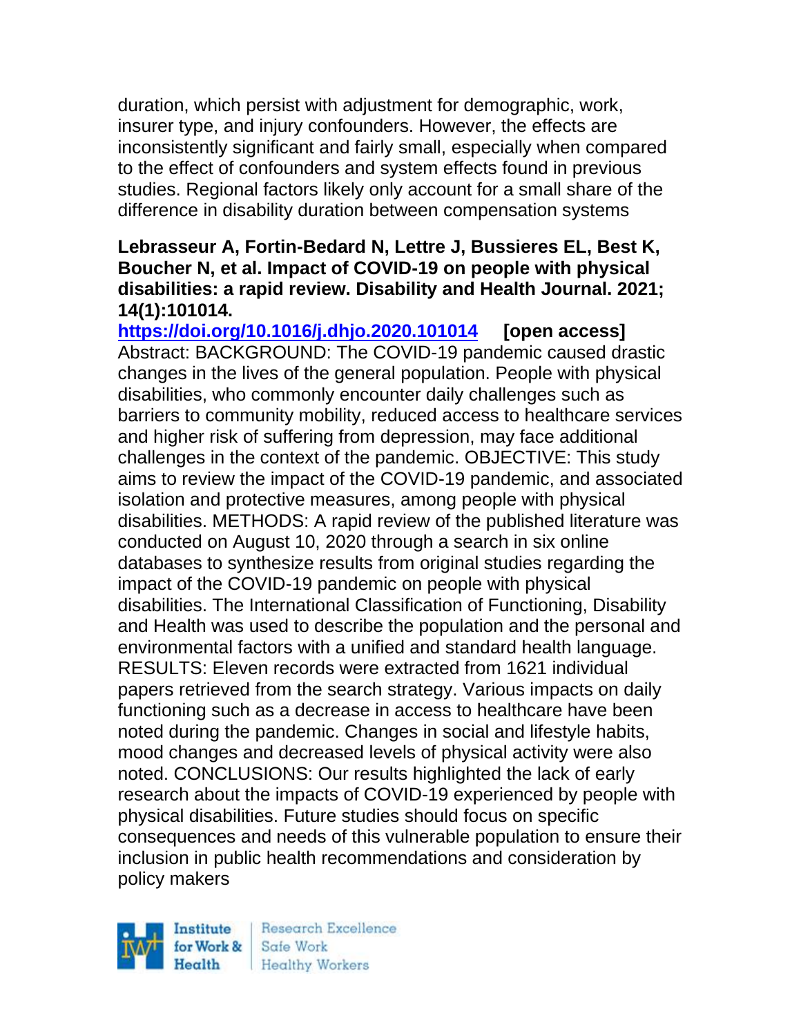duration, which persist with adjustment for demographic, work, insurer type, and injury confounders. However, the effects are inconsistently significant and fairly small, especially when compared to the effect of confounders and system effects found in previous studies. Regional factors likely only account for a small share of the difference in disability duration between compensation systems

**Lebrasseur A, Fortin-Bedard N, Lettre J, Bussieres EL, Best K, Boucher N, et al. Impact of COVID-19 on people with physical disabilities: a rapid review. Disability and Health Journal. 2021; 14(1):101014.**

**https://doi.org/10.1016/j.dhjo.2020.101014** **[open access]**

Abstract: BACKGROUND: The COVID-19 pandemic caused drastic changes in the lives of the general population. People with physical disabilities, who commonly encounter daily challenges such as barriers to community mobility, reduced access to healthcare services and higher risk of suffering from depression, may face additional challenges in the context of the pandemic. OBJECTIVE: This study aims to review the impact of the COVID-19 pandemic, and associated isolation and protective measures, among people with physical disabilities. METHODS: A rapid review of the published literature was conducted on August 10, 2020 through a search in six online databases to synthesize results from original studies regarding the impact of the COVID-19 pandemic on people with physical disabilities. The International Classification of Functioning, Disability and Health was used to describe the population and the personal and environmental factors with a unified and standard health language. RESULTS: Eleven records were extracted from 1621 individual papers retrieved from the search strategy. Various impacts on daily functioning such as a decrease in access to healthcare have been noted during the pandemic. Changes in social and lifestyle habits, mood changes and decreased levels of physical activity were also noted. CONCLUSIONS: Our results highlighted the lack of early research about the impacts of COVID-19 experienced by people with physical disabilities. Future studies should focus on specific consequences and needs of this vulnerable population to ensure their inclusion in public health recommendations and consideration by policy makers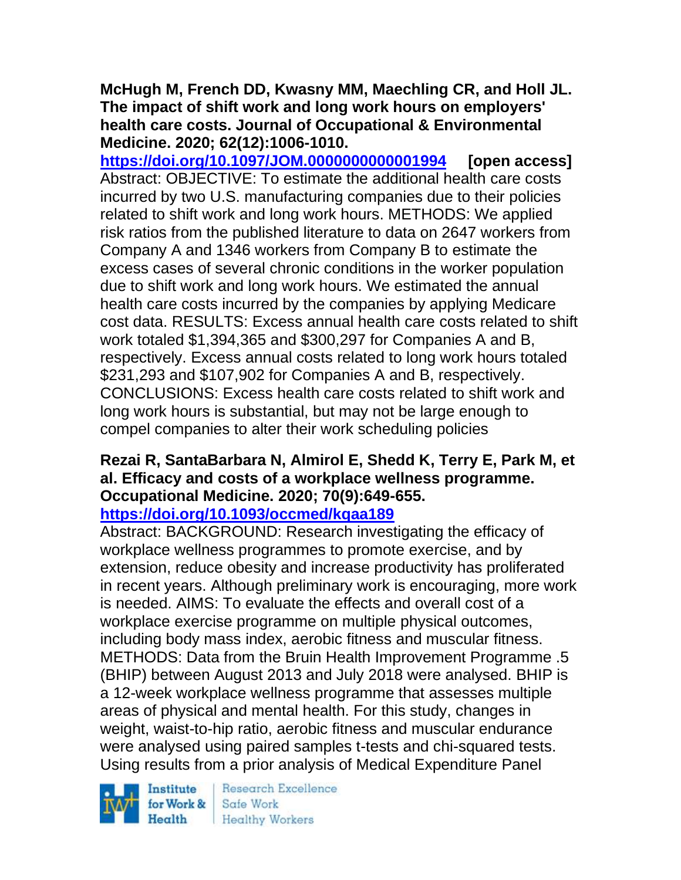**McHugh M, French DD, Kwasny MM, Maechling CR, and Holl JL. The impact of shift work and long work hours on employers' health care costs. Journal of Occupational & Environmental Medicine. 2020; 62(12):1006-1010.**
**https://doi.org/10.1097/JOM.0000000000001994** **[open access]**
Abstract: OBJECTIVE: To estimate the additional health care costs incurred by two U.S. manufacturing companies due to their policies related to shift work and long work hours. METHODS: We applied risk ratios from the published literature to data on 2647 workers from Company A and 1346 workers from Company B to estimate the excess cases of several chronic conditions in the worker population due to shift work and long work hours. We estimated the annual health care costs incurred by the companies by applying Medicare cost data. RESULTS: Excess annual health care costs related to shift work totaled $1,394,365 and $300,297 for Companies A and B, respectively. Excess annual costs related to long work hours totaled $231,293 and $107,902 for Companies A and B, respectively. CONCLUSIONS: Excess health care costs related to shift work and long work hours is substantial, but may not be large enough to compel companies to alter their work scheduling policies

**Rezai R, SantaBarbara N, Almirol E, Shedd K, Terry E, Park M, et al. Efficacy and costs of a workplace wellness programme. Occupational Medicine. 2020; 70(9):649-655.**
**https://doi.org/10.1093/occmed/kqaa189**
Abstract: BACKGROUND: Research investigating the efficacy of workplace wellness programmes to promote exercise, and by extension, reduce obesity and increase productivity has proliferated in recent years. Although preliminary work is encouraging, more work is needed. AIMS: To evaluate the effects and overall cost of a workplace exercise programme on multiple physical outcomes, including body mass index, aerobic fitness and muscular fitness. METHODS: Data from the Bruin Health Improvement Programme .5 (BHIP) between August 2013 and July 2018 were analysed. BHIP is a 12-week workplace wellness programme that assesses multiple areas of physical and mental health. For this study, changes in weight, waist-to-hip ratio, aerobic fitness and muscular endurance were analysed using paired samples t-tests and chi-squared tests. Using results from a prior analysis of Medical Expenditure Panel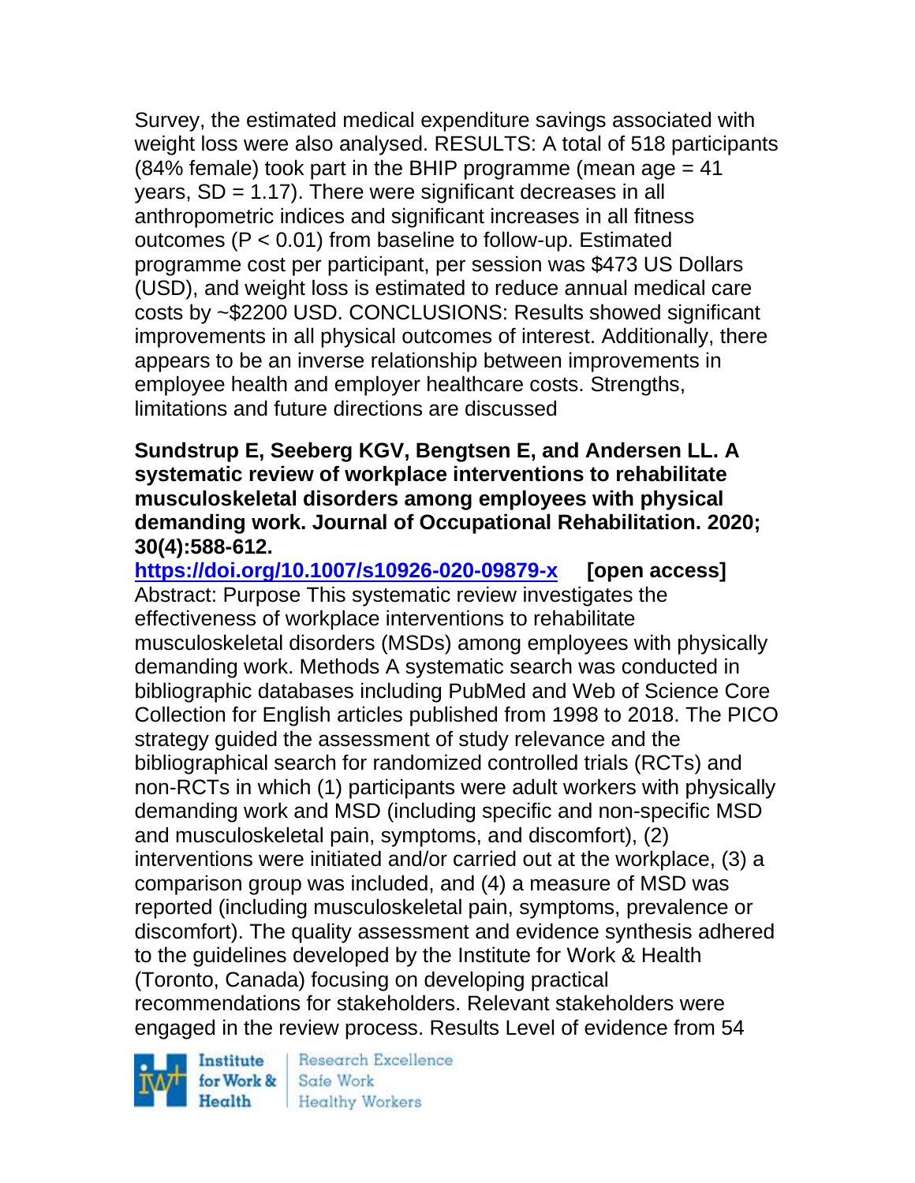Survey, the estimated medical expenditure savings associated with weight loss were also analysed. RESULTS: A total of 518 participants (84% female) took part in the BHIP programme (mean age = 41 years, SD = 1.17). There were significant decreases in all anthropometric indices and significant increases in all fitness outcomes ($P < 0.01$) from baseline to follow-up. Estimated programme cost per participant, per session was $473 US Dollars (USD), and weight loss is estimated to reduce annual medical care costs by ~$2200 USD. CONCLUSIONS: Results showed significant improvements in all physical outcomes of interest. Additionally, there appears to be an inverse relationship between improvements in employee health and employer healthcare costs. Strengths, limitations and future directions are discussed

**Sundstrup E, Seeberg KGV, Bengtsen E, and Andersen LL. A systematic review of workplace interventions to rehabilitate musculoskeletal disorders among employees with physical demanding work. Journal of Occupational Rehabilitation. 2020; 30(4):588-612.**

**https://doi.org/10.1007/s10926-020-09879-x [open access]**

Abstract: Purpose This systematic review investigates the effectiveness of workplace interventions to rehabilitate musculoskeletal disorders (MSDs) among employees with physically demanding work. Methods A systematic search was conducted in bibliographic databases including PubMed and Web of Science Core Collection for English articles published from 1998 to 2018. The PICO strategy guided the assessment of study relevance and the bibliographical search for randomized controlled trials (RCTs) and non-RCTs in which (1) participants were adult workers with physically demanding work and MSD (including specific and non-specific MSD and musculoskeletal pain, symptoms, and discomfort), (2) interventions were initiated and/or carried out at the workplace, (3) a comparison group was included, and (4) a measure of MSD was reported (including musculoskeletal pain, symptoms, prevalence or discomfort). The quality assessment and evidence synthesis adhered to the guidelines developed by the Institute for Work & Health (Toronto, Canada) focusing on developing practical recommendations for stakeholders. Relevant stakeholders were engaged in the review process. Results Level of evidence from 54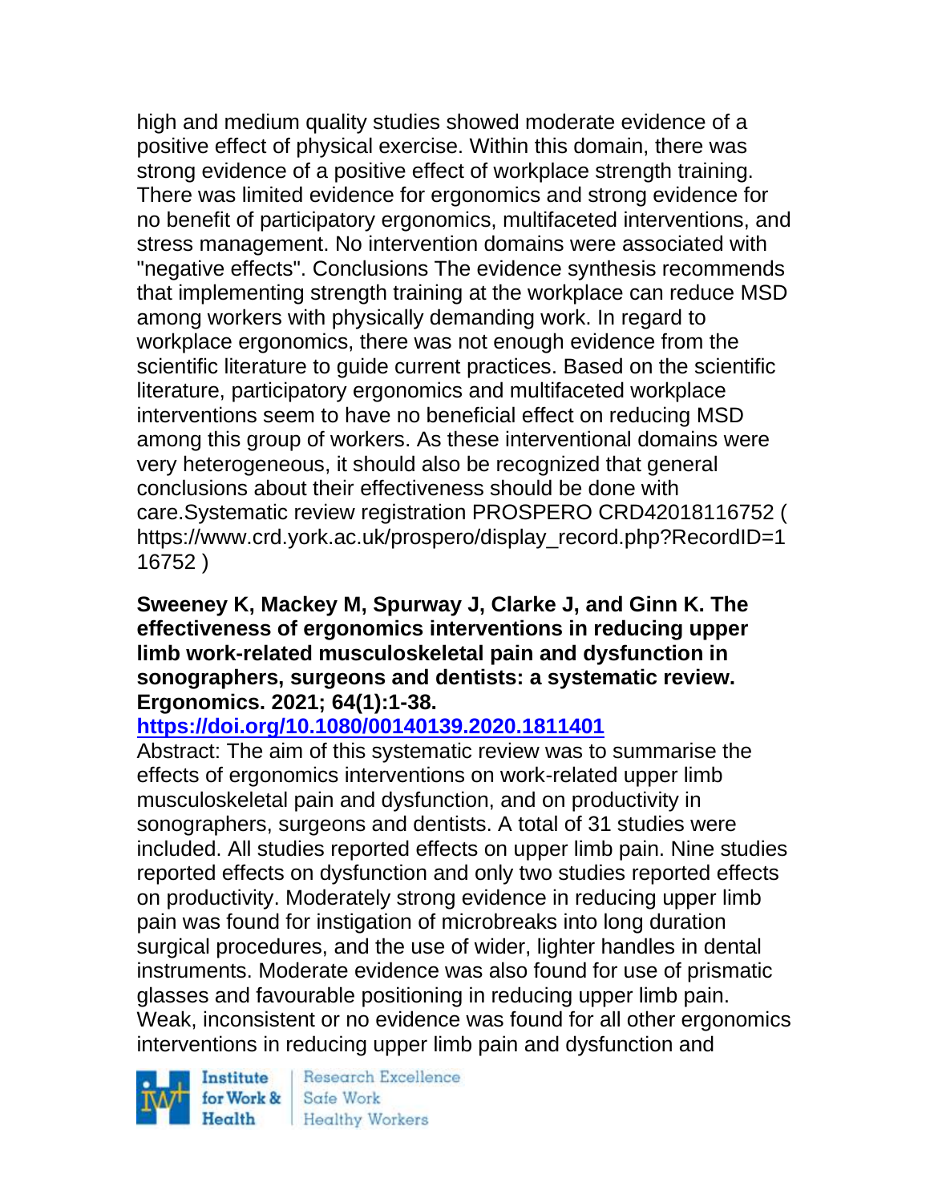high and medium quality studies showed moderate evidence of a positive effect of physical exercise. Within this domain, there was strong evidence of a positive effect of workplace strength training. There was limited evidence for ergonomics and strong evidence for no benefit of participatory ergonomics, multifaceted interventions, and stress management. No intervention domains were associated with "negative effects". Conclusions The evidence synthesis recommends that implementing strength training at the workplace can reduce MSD among workers with physically demanding work. In regard to workplace ergonomics, there was not enough evidence from the scientific literature to guide current practices. Based on the scientific literature, participatory ergonomics and multifaceted workplace interventions seem to have no beneficial effect on reducing MSD among this group of workers. As these interventional domains were very heterogeneous, it should also be recognized that general conclusions about their effectiveness should be done with care.Systematic review registration PROSPERO CRD42018116752 ( https://www.crd.york.ac.uk/prospero/display_record.php?RecordID=116752 )

**Sweeney K, Mackey M, Spurway J, Clarke J, and Ginn K. The effectiveness of ergonomics interventions in reducing upper limb work-related musculoskeletal pain and dysfunction in sonographers, surgeons and dentists: a systematic review. Ergonomics. 2021; 64(1):1-38.**
**https://doi.org/10.1080/00140139.2020.1811401**

Abstract: The aim of this systematic review was to summarise the effects of ergonomics interventions on work-related upper limb musculoskeletal pain and dysfunction, and on productivity in sonographers, surgeons and dentists. A total of 31 studies were included. All studies reported effects on upper limb pain. Nine studies reported effects on dysfunction and only two studies reported effects on productivity. Moderately strong evidence in reducing upper limb pain was found for instigation of microbreaks into long duration surgical procedures, and the use of wider, lighter handles in dental instruments. Moderate evidence was also found for use of prismatic glasses and favourable positioning in reducing upper limb pain. Weak, inconsistent or no evidence was found for all other ergonomics interventions in reducing upper limb pain and dysfunction and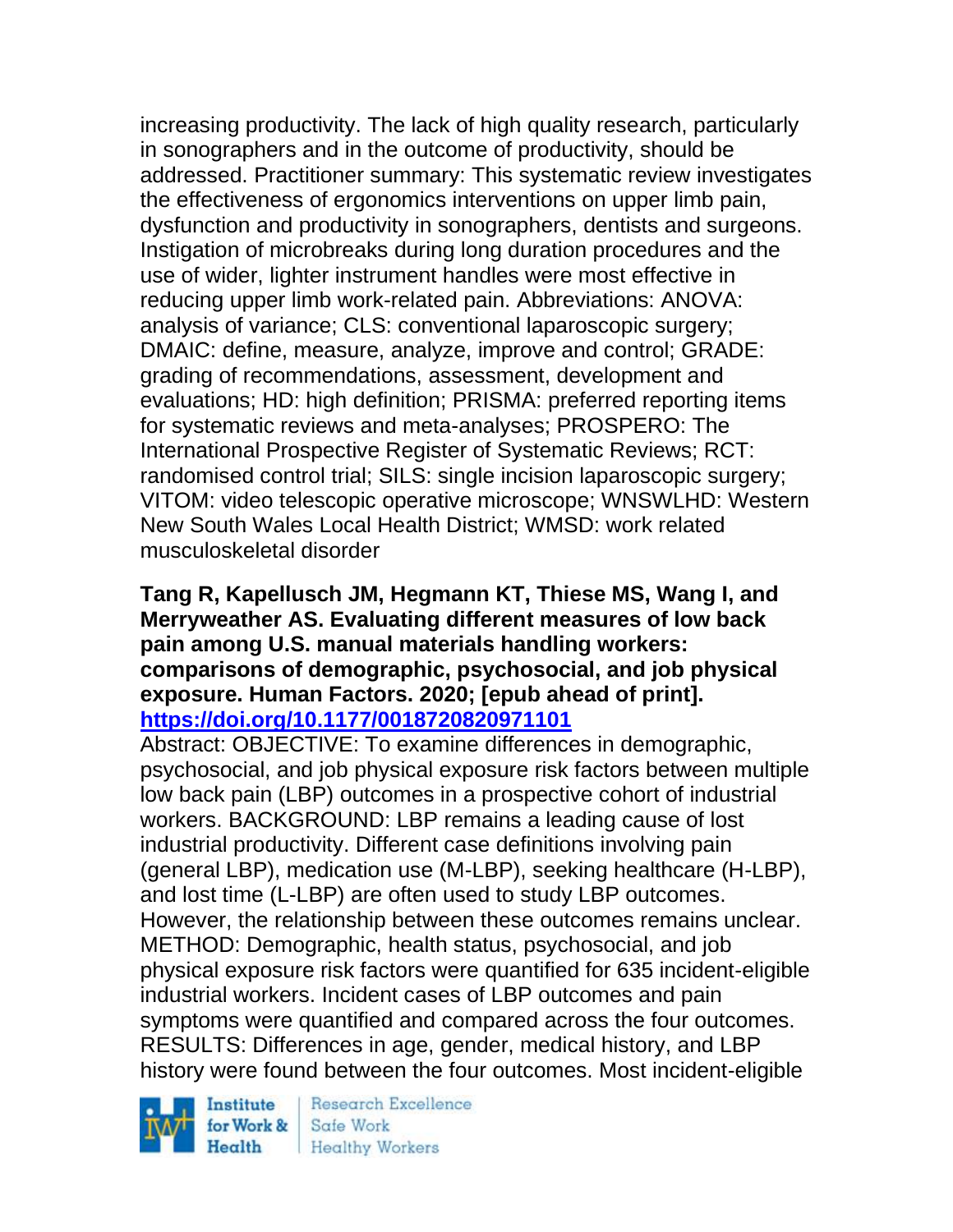increasing productivity. The lack of high quality research, particularly in sonographers and in the outcome of productivity, should be addressed. Practitioner summary: This systematic review investigates the effectiveness of ergonomics interventions on upper limb pain, dysfunction and productivity in sonographers, dentists and surgeons. Instigation of microbreaks during long duration procedures and the use of wider, lighter instrument handles were most effective in reducing upper limb work-related pain. Abbreviations: ANOVA: analysis of variance; CLS: conventional laparoscopic surgery; DMAIC: define, measure, analyze, improve and control; GRADE: grading of recommendations, assessment, development and evaluations; HD: high definition; PRISMA: preferred reporting items for systematic reviews and meta-analyses; PROSPERO: The International Prospective Register of Systematic Reviews; RCT: randomised control trial; SILS: single incision laparoscopic surgery; VITOM: video telescopic operative microscope; WNSWLHD: Western New South Wales Local Health District; WMSD: work related musculoskeletal disorder

**Tang R, Kapellusch JM, Hegmann KT, Thiese MS, Wang I, and Merryweather AS. Evaluating different measures of low back pain among U.S. manual materials handling workers: comparisons of demographic, psychosocial, and job physical exposure. Human Factors. 2020; [epub ahead of print]. https://doi.org/10.1177/0018720820971101**

Abstract: OBJECTIVE: To examine differences in demographic, psychosocial, and job physical exposure risk factors between multiple low back pain (LBP) outcomes in a prospective cohort of industrial workers. BACKGROUND: LBP remains a leading cause of lost industrial productivity. Different case definitions involving pain (general LBP), medication use (M-LBP), seeking healthcare (H-LBP), and lost time (L-LBP) are often used to study LBP outcomes. However, the relationship between these outcomes remains unclear. METHOD: Demographic, health status, psychosocial, and job physical exposure risk factors were quantified for 635 incident-eligible industrial workers. Incident cases of LBP outcomes and pain symptoms were quantified and compared across the four outcomes. RESULTS: Differences in age, gender, medical history, and LBP history were found between the four outcomes. Most incident-eligible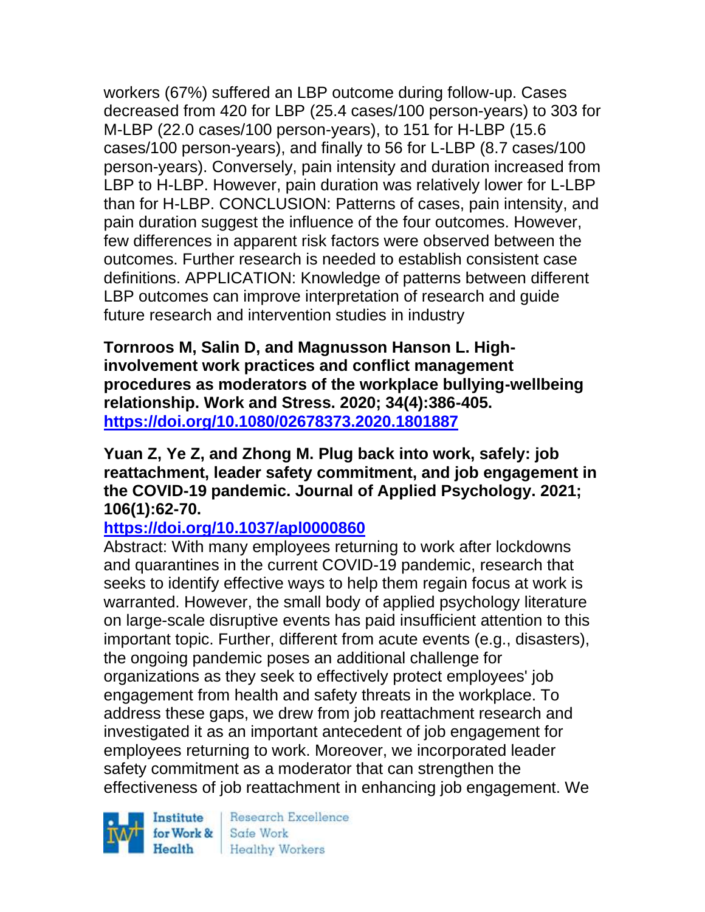workers (67%) suffered an LBP outcome during follow-up. Cases decreased from 420 for LBP (25.4 cases/100 person-years) to 303 for M-LBP (22.0 cases/100 person-years), to 151 for H-LBP (15.6 cases/100 person-years), and finally to 56 for L-LBP (8.7 cases/100 person-years). Conversely, pain intensity and duration increased from LBP to H-LBP. However, pain duration was relatively lower for L-LBP than for H-LBP. CONCLUSION: Patterns of cases, pain intensity, and pain duration suggest the influence of the four outcomes. However, few differences in apparent risk factors were observed between the outcomes. Further research is needed to establish consistent case definitions. APPLICATION: Knowledge of patterns between different LBP outcomes can improve interpretation of research and guide future research and intervention studies in industry

**Tornroos M, Salin D, and Magnusson Hanson L. High-involvement work practices and conflict management procedures as moderators of the workplace bullying-wellbeing relationship. Work and Stress. 2020; 34(4):386-405.**
**https://doi.org/10.1080/02678373.2020.1801887**

**Yuan Z, Ye Z, and Zhong M. Plug back into work, safely: job reattachment, leader safety commitment, and job engagement in the COVID-19 pandemic. Journal of Applied Psychology. 2021; 106(1):62-70.**
**https://doi.org/10.1037/apl0000860**
Abstract: With many employees returning to work after lockdowns and quarantines in the current COVID-19 pandemic, research that seeks to identify effective ways to help them regain focus at work is warranted. However, the small body of applied psychology literature on large-scale disruptive events has paid insufficient attention to this important topic. Further, different from acute events (e.g., disasters), the ongoing pandemic poses an additional challenge for organizations as they seek to effectively protect employees' job engagement from health and safety threats in the workplace. To address these gaps, we drew from job reattachment research and investigated it as an important antecedent of job engagement for employees returning to work. Moreover, we incorporated leader safety commitment as a moderator that can strengthen the effectiveness of job reattachment in enhancing job engagement. We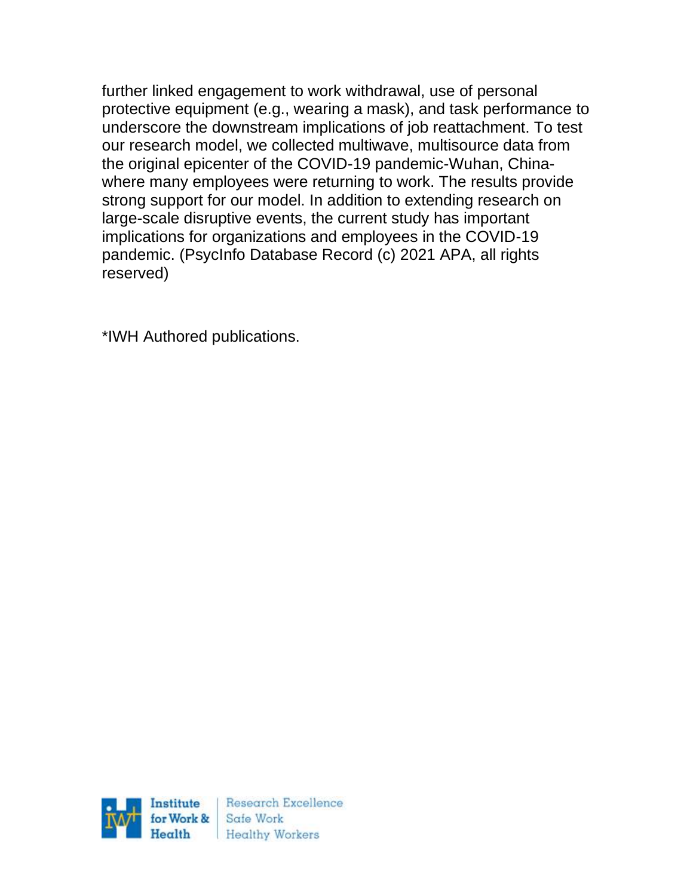further linked engagement to work withdrawal, use of personal protective equipment (e.g., wearing a mask), and task performance to underscore the downstream implications of job reattachment. To test our research model, we collected multiwave, multisource data from the original epicenter of the COVID-19 pandemic-Wuhan, China-where many employees were returning to work. The results provide strong support for our model. In addition to extending research on large-scale disruptive events, the current study has important implications for organizations and employees in the COVID-19 pandemic. (PsycInfo Database Record (c) 2021 APA, all rights reserved)

*IWH Authored publications.